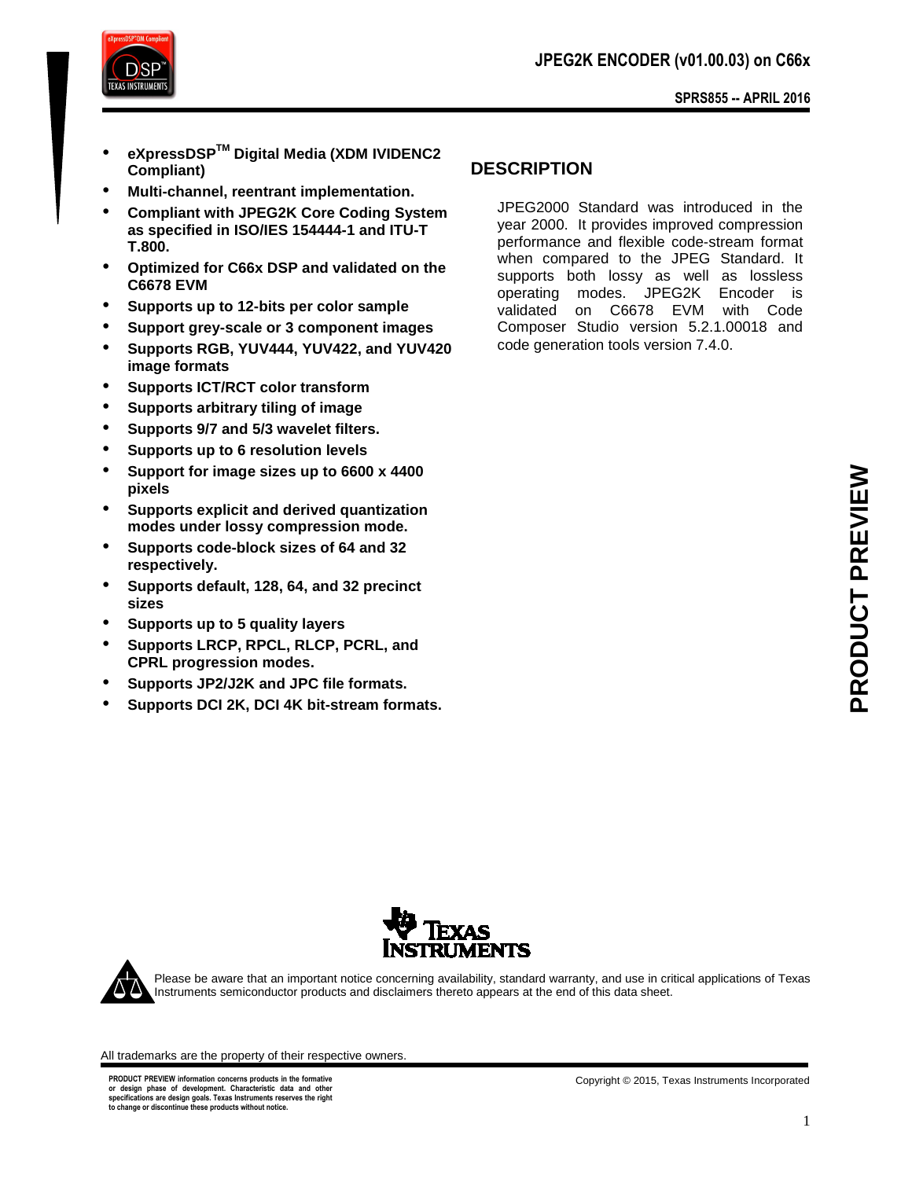# JPEG2K ENCODER (v01.00.03) on C66x

SPRS855 -- APRIL 2016

- **eXpressDSP™ Digital Media (XDM IVIDENC2 Compliant)**
- **Multi-channel, reentrant implementation.**
- **Compliant with JPEG2K Core Coding System as specified in ISO/IES 154444-1 and ITU-T T.800.**
- **Optimized for C66x DSP and validated on the C6678 EVM**
- **Supports up to 12-bits per color sample**
- **Support grey-scale or 3 component images**
- **Supports RGB, YUV444, YUV422, and YUV420 image formats**
- **Supports ICT/RCT color transform**
- **Supports arbitrary tiling of image**
- **Supports 9/7 and 5/3 wavelet filters.**
- **Supports up to 6 resolution levels**
- **Support for image sizes up to 6600 x 4400 pixels**
- **Supports explicit and derived quantization modes under lossy compression mode.**
- **Supports code-block sizes of 64 and 32 respectively.**
- **Supports default, 128, 64, and 32 precinct sizes**
- **Supports up to 5 quality layers**
- **Supports LRCP, RPCL, RLCP, PCRL, and CPRL progression modes.**
- **Supports JP2/J2K and JPC file formats.**
- **Supports DCI 2K, DCI 4K bit-stream formats.**

## DESCRIPTION

JPEG2000 Standard was introduced in the year 2000. It provides improved compression performance and flexible code-stream format when compared to the JPEG Standard. It supports both lossy as well as lossless operating modes. JPEG2K Encoder is validated on C6678 EVM with Code Composer Studio version 5.2.1.00018 and code generation tools version 7.4.0.

PRODUCT PREVIEW

Please be aware that an important notice concerning availability, standard warranty, and use in critical applications of Texas Instruments semiconductor products and disclaimers thereto appears at the end of this data sheet.

All trademarks are the property of their respective owners.

PRODUCT PREVIEW information concerns products in the formative or design phase of development. Characteristic data and other specifications are design goals. Texas Instruments reserves the right to change or discontinue these products without notice.

Copyright © 2015, Texas Instruments Incorporated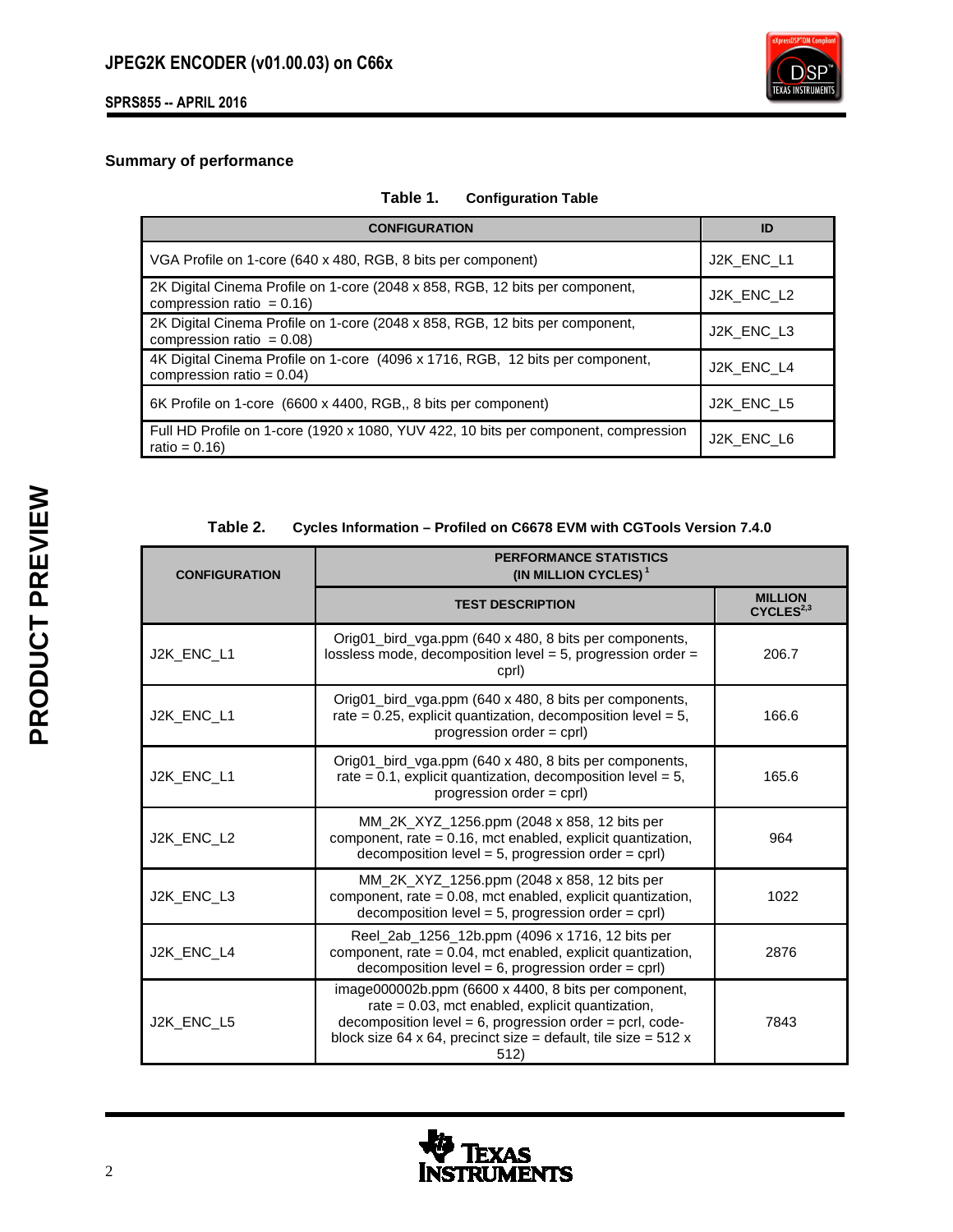## Summary of performance

**Table 1. Configuration Table**

| CONFIGURATION | ID |
|---|---|
| VGA Profile on 1-core (640 x 480, RGB, 8 bits per component) | J2K_ENC_L1 |
| 2K Digital Cinema Profile on 1-core (2048 x 858, RGB, 12 bits per component, compression ratio = 0.16) | J2K_ENC_L2 |
| 2K Digital Cinema Profile on 1-core (2048 x 858, RGB, 12 bits per component, compression ratio = 0.08) | J2K_ENC_L3 |
| 4K Digital Cinema Profile on 1-core (4096 x 1716, RGB, 12 bits per component, compression ratio = 0.04) | J2K_ENC_L4 |
| 6K Profile on 1-core (6600 x 4400, RGB,, 8 bits per component) | J2K_ENC_L5 |
| Full HD Profile on 1-core (1920 x 1080, YUV 422, 10 bits per component, compression ratio = 0.16) | J2K_ENC_L6 |

**Table 2. Cycles Information – Profiled on C6678 EVM with CGTools Version 7.4.0**

| CONFIGURATION | PERFORMANCE STATISTICS (IN MILLION CYCLES)[1] | |
|---|---|---|
| | TEST DESCRIPTION | MILLION CYCLES[2,3] |
| J2K_ENC_L1 | Orig01_bird_vga.ppm (640 x 480, 8 bits per components, lossless mode, decomposition level = 5, progression order = cprl) | 206.7 |
| J2K_ENC_L1 | Orig01_bird_vga.ppm (640 x 480, 8 bits per components, rate = 0.25, explicit quantization, decomposition level = 5, progression order = cprl) | 166.6 |
| J2K_ENC_L1 | Orig01_bird_vga.ppm (640 x 480, 8 bits per components, rate = 0.1, explicit quantization, decomposition level = 5, progression order = cprl) | 165.6 |
| J2K_ENC_L2 | MM_2K_XYZ_1256.ppm (2048 x 858, 12 bits per component, rate = 0.16, mct enabled, explicit quantization, decomposition level = 5, progression order = cprl) | 964 |
| J2K_ENC_L3 | MM_2K_XYZ_1256.ppm (2048 x 858, 12 bits per component, rate = 0.08, mct enabled, explicit quantization, decomposition level = 5, progression order = cprl) | 1022 |
| J2K_ENC_L4 | Reel_2ab_1256_12b.ppm (4096 x 1716, 12 bits per component, rate = 0.04, mct enabled, explicit quantization, decomposition level = 6, progression order = cprl) | 2876 |
| J2K_ENC_L5 | image000002b.ppm (6600 x 4400, 8 bits per component, rate = 0.03, mct enabled, explicit quantization, decomposition level = 6, progression order = pcrl, code-block size 64 x 64, precinct size = default, tile size = 512 x 512) | 7843 |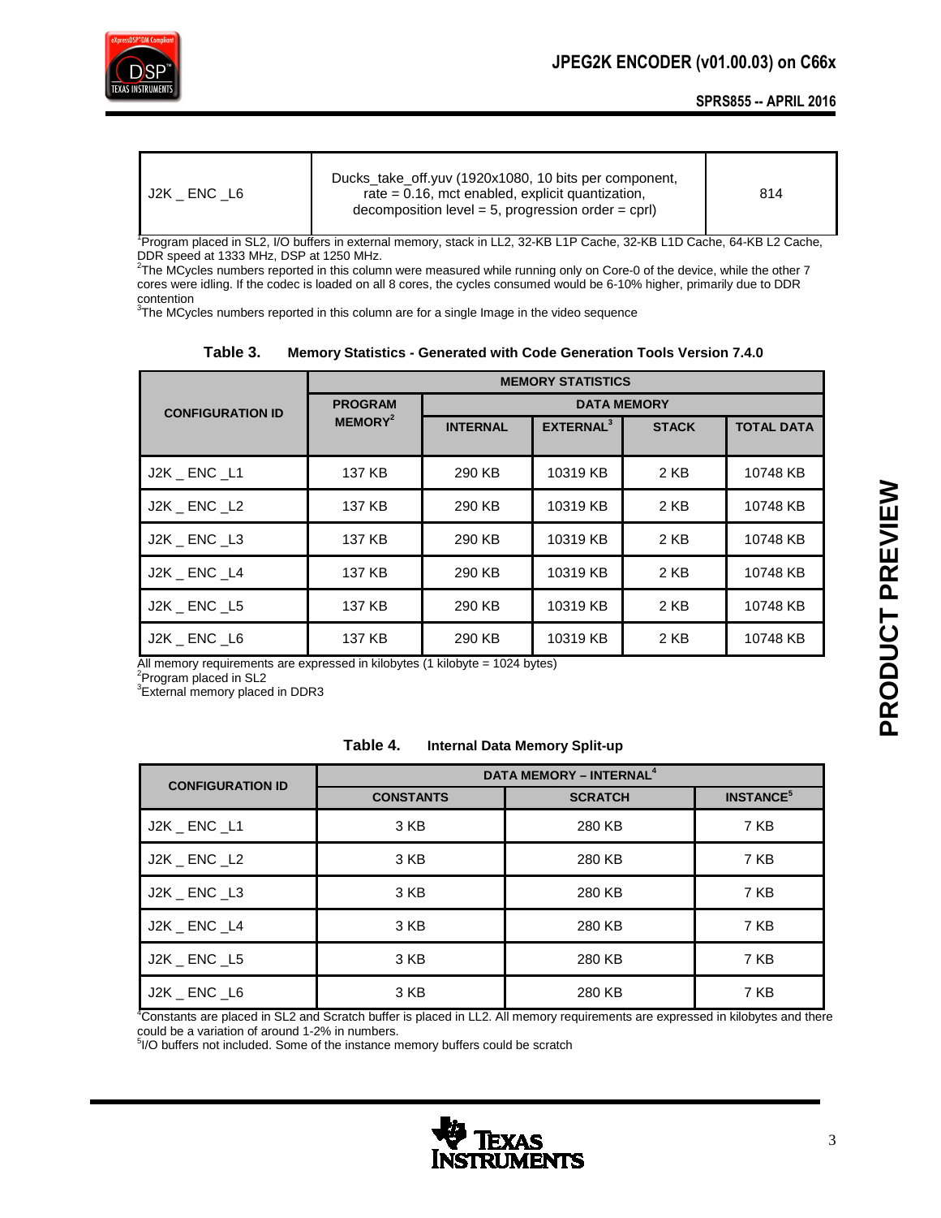| J2K _ ENC _L6 | Ducks_take_off.yuv (1920x1080, 10 bits per component, rate = 0.16, mct enabled, explicit quantization, decomposition level = 5, progression order = cprl) | 814 |
|---|---|---|

[1]Program placed in SL2, I/O buffers in external memory, stack in LL2, 32-KB L1P Cache, 32-KB L1D Cache, 64-KB L2 Cache, DDR speed at 1333 MHz, DSP at 1250 MHz.

[2]The MCycles numbers reported in this column were measured while running only on Core-0 of the device, while the other 7 cores were idling. If the codec is loaded on all 8 cores, the cycles consumed would be 6-10% higher, primarily due to DDR contention

[3]The MCycles numbers reported in this column are for a single Image in the video sequence

**Table 3. Memory Statistics - Generated with Code Generation Tools Version 7.4.0**

| CONFIGURATION ID | MEMORY STATISTICS | | | | |
|---|---|---|---|---|---|
| | PROGRAM MEMORY[2] | DATA MEMORY | | | |
| | | INTERNAL | EXTERNAL[3] | STACK | TOTAL DATA |
| J2K _ ENC _L1 | 137 KB | 290 KB | 10319 KB | 2 KB | 10748 KB |
| J2K _ ENC _L2 | 137 KB | 290 KB | 10319 KB | 2 KB | 10748 KB |
| J2K _ ENC _L3 | 137 KB | 290 KB | 10319 KB | 2 KB | 10748 KB |
| J2K _ ENC _L4 | 137 KB | 290 KB | 10319 KB | 2 KB | 10748 KB |
| J2K _ ENC _L5 | 137 KB | 290 KB | 10319 KB | 2 KB | 10748 KB |
| J2K _ ENC _L6 | 137 KB | 290 KB | 10319 KB | 2 KB | 10748 KB |

All memory requirements are expressed in kilobytes (1 kilobyte = 1024 bytes)

[2]Program placed in SL2

[3]External memory placed in DDR3

**Table 4. Internal Data Memory Split-up**

| CONFIGURATION ID | DATA MEMORY – INTERNAL[4] | | |
|---|---|---|---|
| | CONSTANTS | SCRATCH | INSTANCE[5] |
| J2K _ ENC _L1 | 3 KB | 280 KB | 7 KB |
| J2K _ ENC _L2 | 3 KB | 280 KB | 7 KB |
| J2K _ ENC _L3 | 3 KB | 280 KB | 7 KB |
| J2K _ ENC _L4 | 3 KB | 280 KB | 7 KB |
| J2K _ ENC _L5 | 3 KB | 280 KB | 7 KB |
| J2K _ ENC _L6 | 3 KB | 280 KB | 7 KB |

[4]Constants are placed in SL2 and Scratch buffer is placed in LL2. All memory requirements are expressed in kilobytes and there could be a variation of around 1-2% in numbers.

[5]I/O buffers not included. Some of the instance memory buffers could be scratch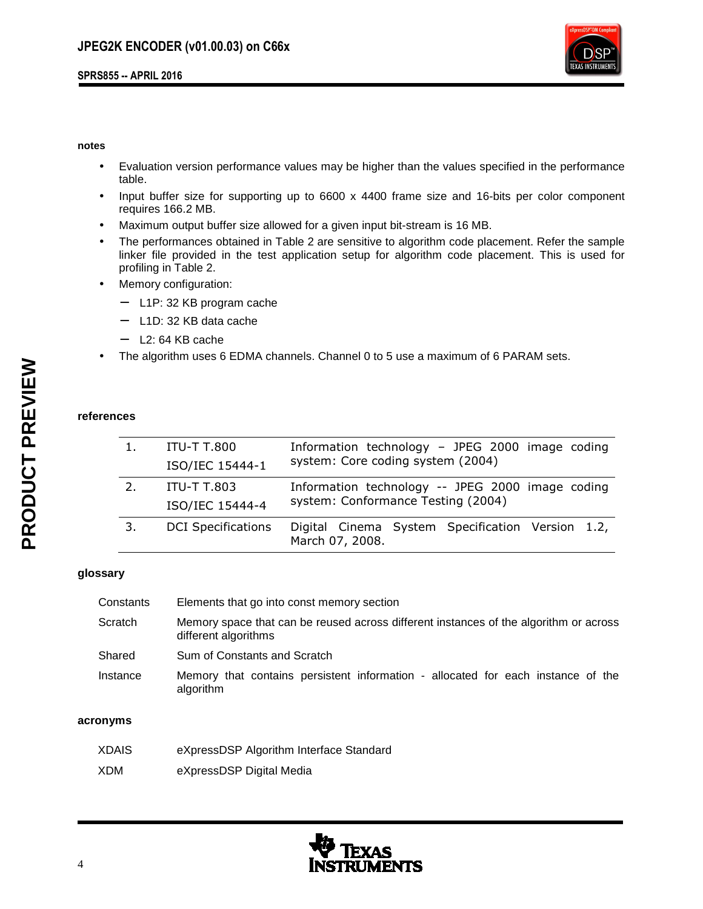### notes

- Evaluation version performance values may be higher than the values specified in the performance table.
- Input buffer size for supporting up to 6600 x 4400 frame size and 16-bits per color component requires 166.2 MB.
- Maximum output buffer size allowed for a given input bit-stream is 16 MB.
- The performances obtained in Table 2 are sensitive to algorithm code placement. Refer the sample linker file provided in the test application setup for algorithm code placement. This is used for profiling in Table 2.
- Memory configuration:
  - L1P: 32 KB program cache
  - L1D: 32 KB data cache
  - L2: 64 KB cache
- The algorithm uses 6 EDMA channels. Channel 0 to 5 use a maximum of 6 PARAM sets.

### references

| | | |
|---|---|---|
| 1. | ITU-T T.800<br>ISO/IEC 15444-1 | Information technology – JPEG 2000 image coding system: Core coding system (2004) |
| 2. | ITU-T T.803<br>ISO/IEC 15444-4 | Information technology -- JPEG 2000 image coding system: Conformance Testing (2004) |
| 3. | DCI Specifications | Digital Cinema System Specification Version 1.2, March 07, 2008. |

### glossary

| | |
|---|---|
| Constants | Elements that go into const memory section |
| Scratch | Memory space that can be reused across different instances of the algorithm or across different algorithms |
| Shared | Sum of Constants and Scratch |
| Instance | Memory that contains persistent information - allocated for each instance of the algorithm |

### acronyms

| | |
|---|---|
| XDAIS | eXpressDSP Algorithm Interface Standard |
| XDM | eXpressDSP Digital Media |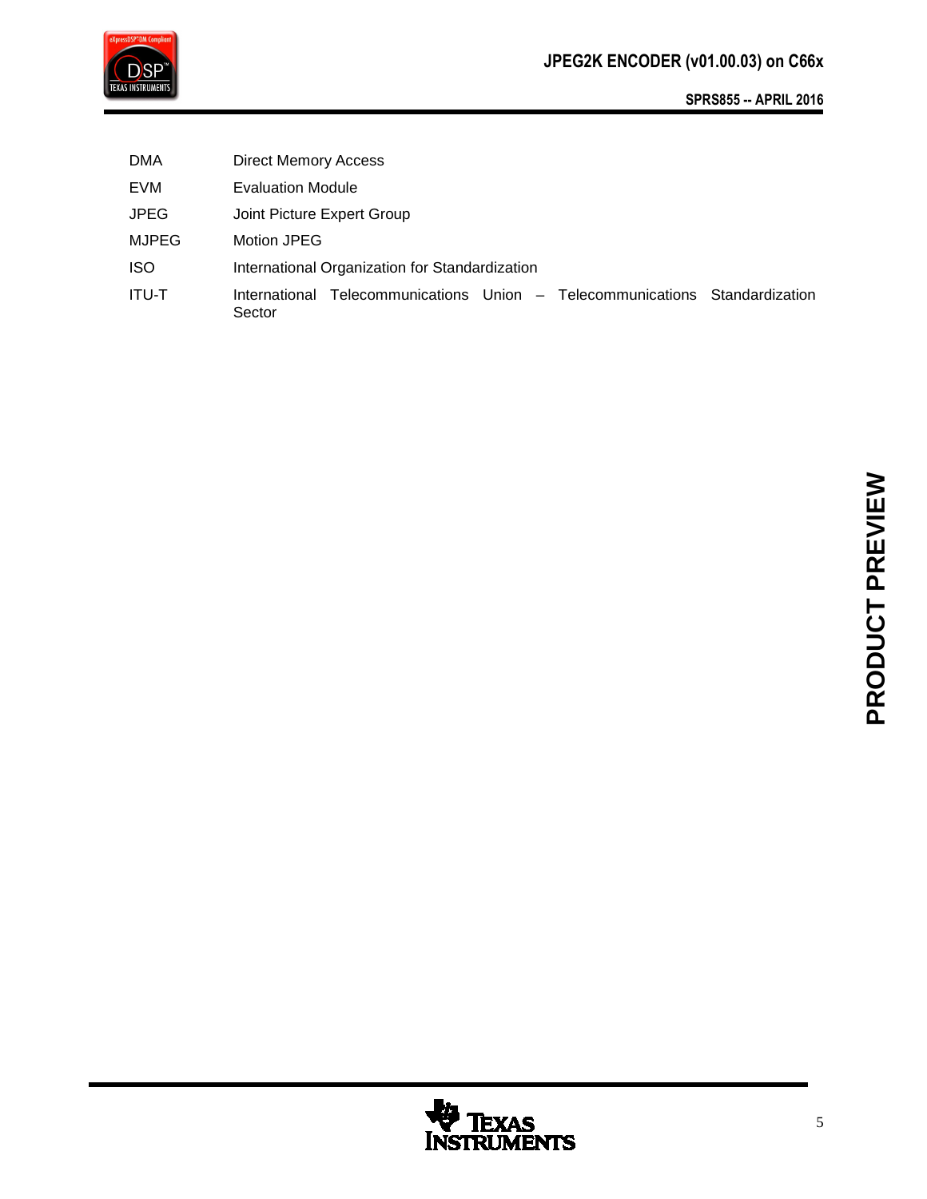| | |
|---|---|
| DMA | Direct Memory Access |
| EVM | Evaluation Module |
| JPEG | Joint Picture Expert Group |
| MJPEG | Motion JPEG |
| ISO | International Organization for Standardization |
| ITU-T | International Telecommunications Union – Telecommunications Standardization Sector |

**PRODUCT PREVIEW**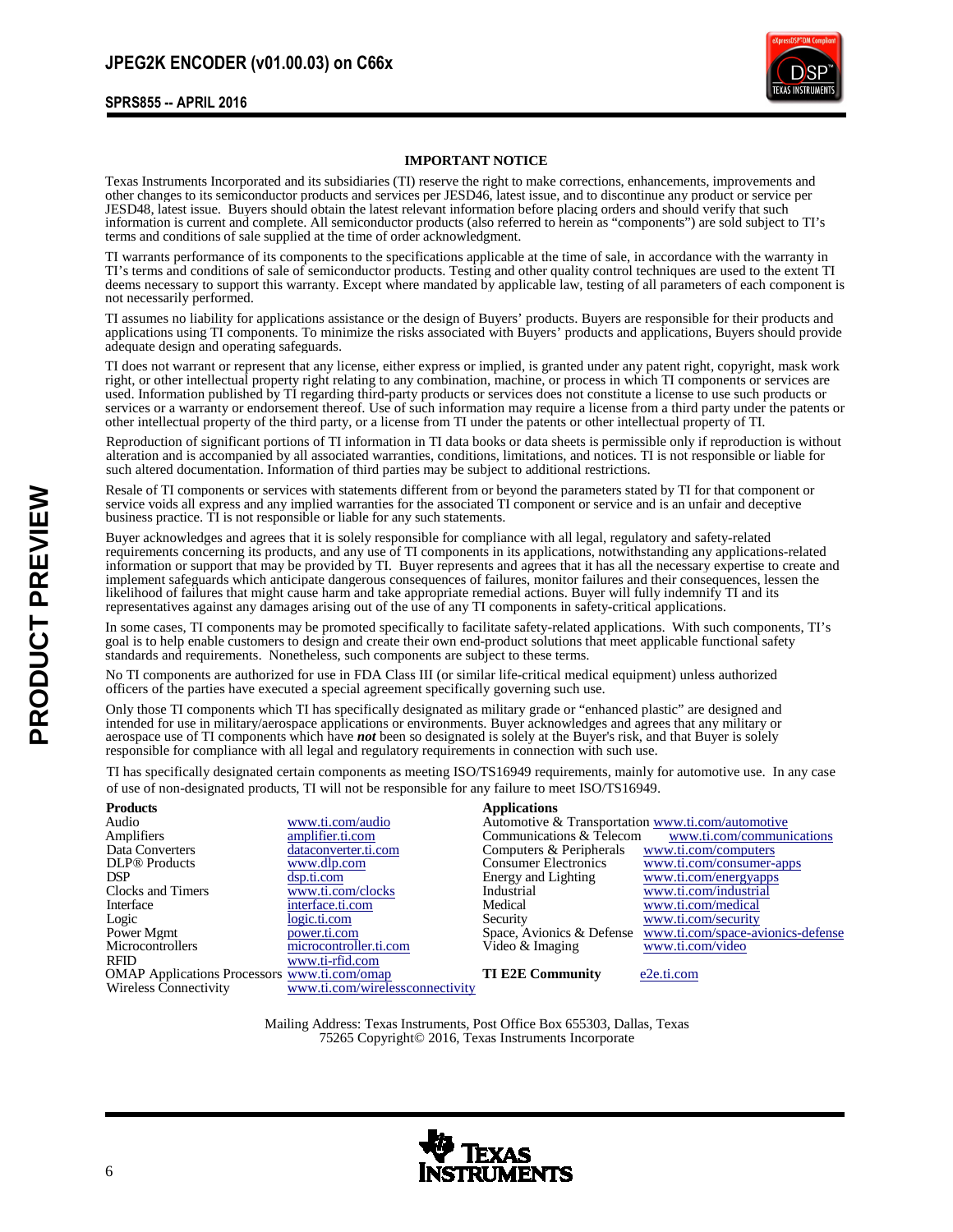## IMPORTANT NOTICE

Texas Instruments Incorporated and its subsidiaries (TI) reserve the right to make corrections, enhancements, improvements and other changes to its semiconductor products and services per JESD46, latest issue, and to discontinue any product or service per JESD48, latest issue. Buyers should obtain the latest relevant information before placing orders and should verify that such information is current and complete. All semiconductor products (also referred to as herein as "components") are sold subject to TI's terms and conditions of sale supplied at the time of order acknowledgment.

TI warrants performance of its components to the specifications applicable at the time of sale, in accordance with the warranty in TI's terms and conditions of sale of semiconductor products. Testing and other quality control techniques are used to the extent TI deems necessary to support this warranty. Except where mandated by applicable law, testing of all parameters of each component is not necessarily performed.

TI assumes no liability for applications assistance or the design of Buyers' products. Buyers are responsible for their products and applications using TI components. To minimize the risks associated with Buyers' products and applications, Buyers should provide adequate design and operating safeguards.

TI does not warrant or represent that any license, either express or implied, is granted under any patent right, copyright, mask work right, or other intellectual property right relating to any combination, machine, or process in which TI components or services are used. Information published by TI regarding third-party products or services does not constitute a license to use such products or services or a warranty or endorsement thereof. Use of such information may require a license from a third party under the patents or other intellectual property of the third party, or a license from TI under the patents or other intellectual property of TI.

Reproduction of significant portions of TI information in TI data books or data sheets is permissible only if reproduction is without alteration and is accompanied by all associated warranties, conditions, limitations, and notices. TI is not responsible or liable for such altered documentation. Information of third parties may be subject to additional restrictions.

Resale of TI components or services with statements different from or beyond the parameters stated by TI for that component or service voids all express and any implied warranties for the associated TI component or service and is an unfair and deceptive business practice. TI is not responsible or liable for any such statements.

Buyer acknowledges and agrees that it is solely responsible for compliance with all legal, regulatory and safety-related requirements concerning its products, and any use of TI components in its applications, notwithstanding any applications-related information or support that may be provided by TI. Buyer represents and agrees that it has all the necessary expertise to create and implement safeguards which anticipate dangerous consequences of failures, monitor failures and their consequences, lessen the likelihood of failures that might cause harm and take appropriate remedial actions. Buyer will fully indemnify TI and its representatives against any damages arising out of the use of any TI components in safety-critical applications.

In some cases, TI components may be promoted specifically to facilitate safety-related applications. With such components, TI's goal is to help enable customers to design and create their own end-product solutions that meet applicable functional safety standards and requirements. Nonetheless, such components are subject to these terms.

No TI components are authorized for use in FDA Class III (or similar life-critical medical equipment) unless authorized officers of the parties have executed a special agreement specifically governing such use.

Only those TI components which TI has specifically designated as military grade or "enhanced plastic" are designed and intended for use in military/aerospace applications or environments. Buyer acknowledges and agrees that any military or aerospace use of TI components which have ***not*** been so designated is solely at the Buyer's risk, and that Buyer is solely responsible for compliance with all legal and regulatory requirements in connection with such use.

TI has specifically designated certain components as meeting ISO/TS16949 requirements, mainly for automotive use. In any case of use of non-designated products, TI will not be responsible for any failure to meet ISO/TS16949.

| **Products** | | **Applications** | |
|---|---|---|---|
| Audio | www.ti.com/audio | Automotive & Transportation | www.ti.com/automotive |
| Amplifiers | amplifier.ti.com | Communications & Telecom | www.ti.com/communications |
| Data Converters | dataconverter.ti.com | Computers & Peripherals | www.ti.com/computers |
| DLP® Products | www.dlp.com | Consumer Electronics | www.ti.com/consumer-apps |
| DSP | dsp.ti.com | Energy and Lighting | www.ti.com/energyapps |
| Clocks and Timers | www.ti.com/clocks | Industrial | www.ti.com/industrial |
| Interface | interface.ti.com | Medical | www.ti.com/medical |
| Logic | logic.ti.com | Security | www.ti.com/security |
| Power Mgmt | power.ti.com | Space, Avionics & Defense | www.ti.com/space-avionics-defense |
| Microcontrollers | microcontroller.ti.com | Video & Imaging | www.ti.com/video |
| RFID | www.ti-rfid.com | | |
| OMAP Applications Processors | www.ti.com/omap | **TI E2E Community** | e2e.ti.com |
| Wireless Connectivity | www.ti.com/wirelessconnectivity | | |

Mailing Address: Texas Instruments, Post Office Box 655303, Dallas, Texas 75265 Copyright© 2016, Texas Instruments Incorporate